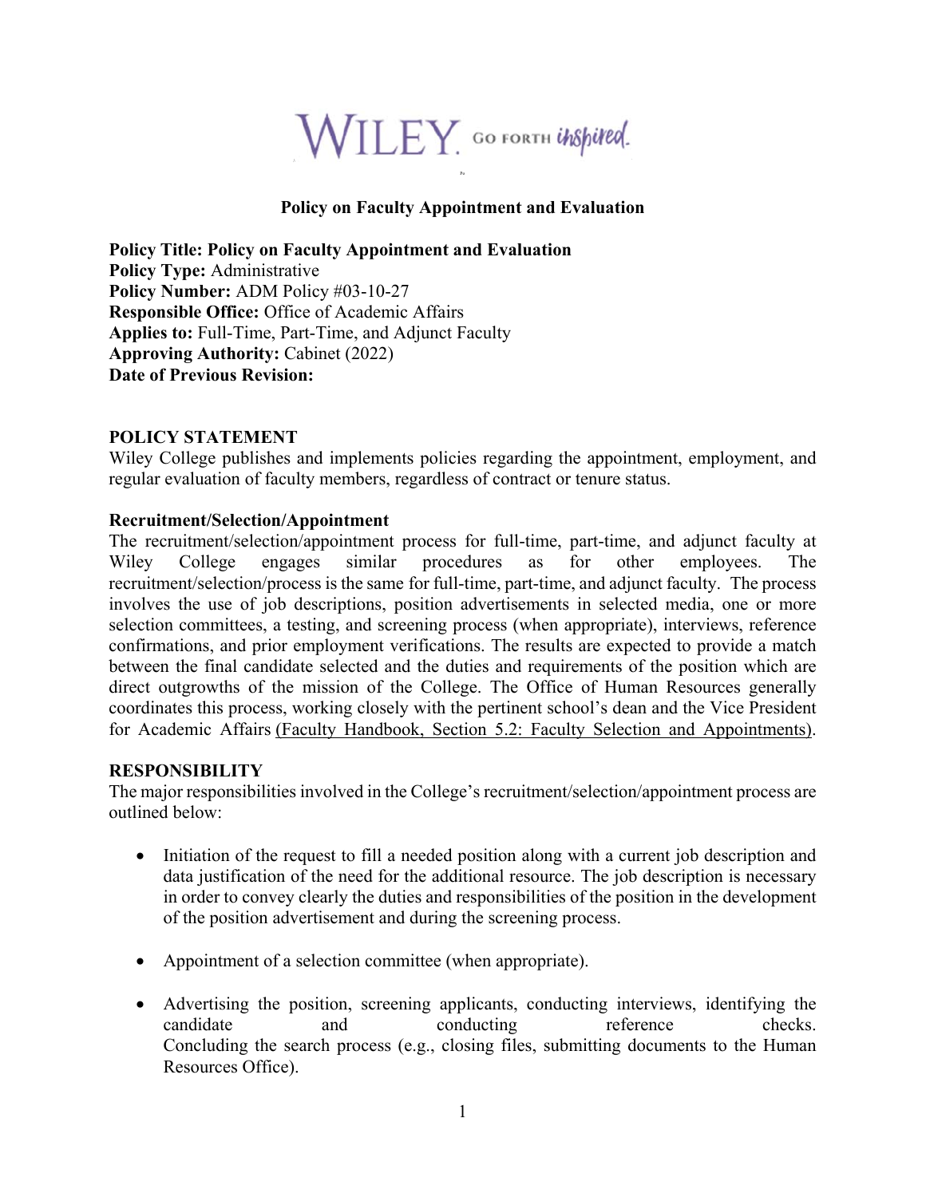WILEY. GO FORTH inspired.

# Policy on Faculty Appointment and Evaluation

**Policy Title: Policy on Faculty Appointment and Evaluation**
**Policy Type:** Administrative
**Policy Number:** ADM Policy #03-10-27
**Responsible Office:** Office of Academic Affairs
**Applies to:** Full-Time, Part-Time, and Adjunct Faculty
**Approving Authority:** Cabinet (2022)
**Date of Previous Revision:**

## POLICY STATEMENT

Wiley College publishes and implements policies regarding the appointment, employment, and regular evaluation of faculty members, regardless of contract or tenure status.

### Recruitment/Selection/Appointment

The recruitment/selection/appointment process for full-time, part-time, and adjunct faculty at Wiley College engages similar procedures as for other employees. The recruitment/selection/process is the same for full-time, part-time, and adjunct faculty. The process involves the use of job descriptions, position advertisements in selected media, one or more selection committees, a testing, and screening process (when appropriate), interviews, reference confirmations, and prior employment verifications. The results are expected to provide a match between the final candidate selected and the duties and requirements of the position which are direct outgrowths of the mission of the College. The Office of Human Resources generally coordinates this process, working closely with the pertinent school's dean and the Vice President for Academic Affairs (Faculty Handbook, Section 5.2: Faculty Selection and Appointments).

## RESPONSIBILITY

The major responsibilities involved in the College's recruitment/selection/appointment process are outlined below:

- Initiation of the request to fill a needed position along with a current job description and data justification of the need for the additional resource. The job description is necessary in order to convey clearly the duties and responsibilities of the position in the development of the position advertisement and during the screening process.
- Appointment of a selection committee (when appropriate).
- Advertising the position, screening applicants, conducting interviews, identifying the candidate and conducting reference checks. Concluding the search process (e.g., closing files, submitting documents to the Human Resources Office).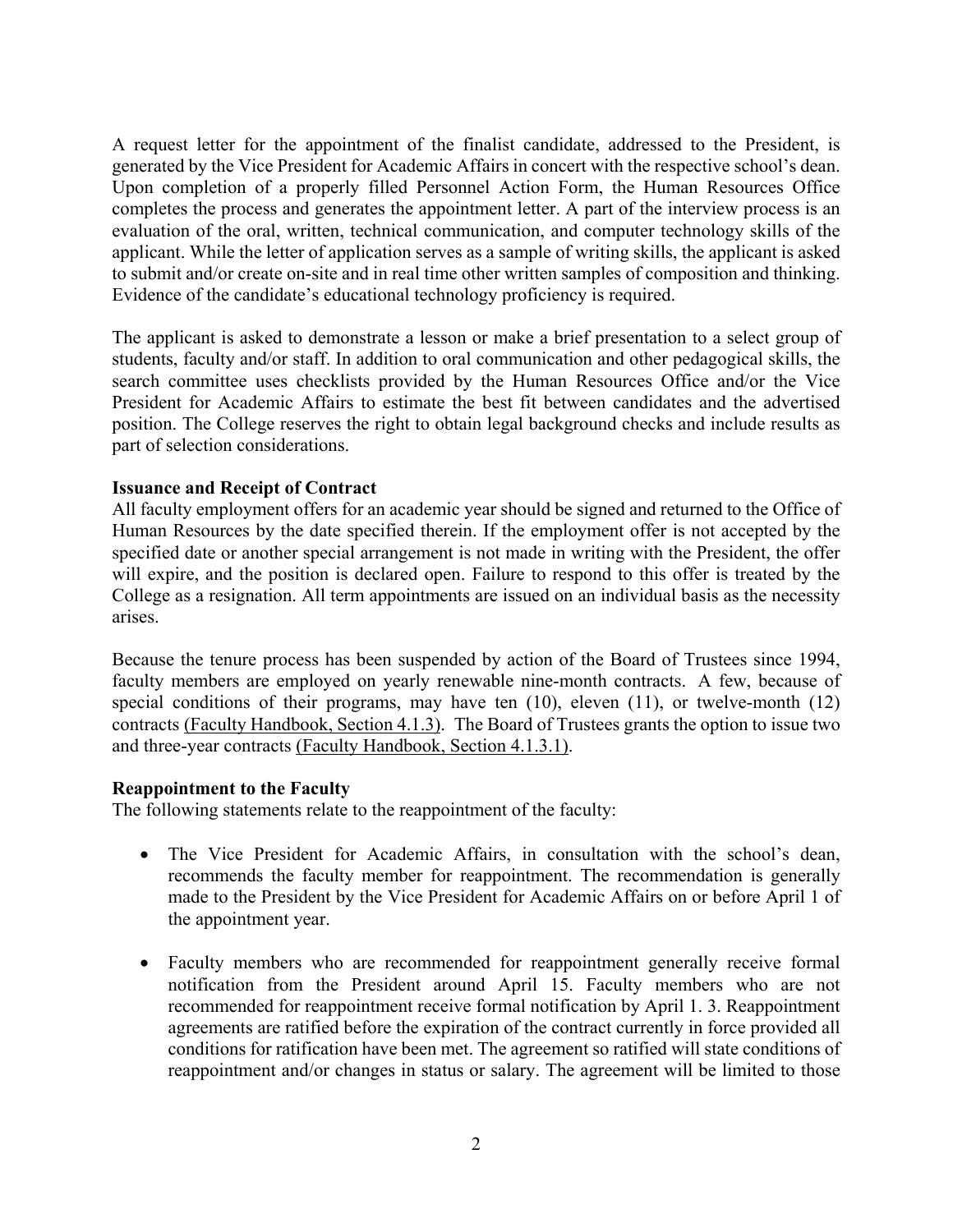A request letter for the appointment of the finalist candidate, addressed to the President, is generated by the Vice President for Academic Affairs in concert with the respective school's dean. Upon completion of a properly filled Personnel Action Form, the Human Resources Office completes the process and generates the appointment letter. A part of the interview process is an evaluation of the oral, written, technical communication, and computer technology skills of the applicant. While the letter of application serves as a sample of writing skills, the applicant is asked to submit and/or create on-site and in real time other written samples of composition and thinking. Evidence of the candidate's educational technology proficiency is required.

The applicant is asked to demonstrate a lesson or make a brief presentation to a select group of students, faculty and/or staff. In addition to oral communication and other pedagogical skills, the search committee uses checklists provided by the Human Resources Office and/or the Vice President for Academic Affairs to estimate the best fit between candidates and the advertised position. The College reserves the right to obtain legal background checks and include results as part of selection considerations.

**Issuance and Receipt of Contract**

All faculty employment offers for an academic year should be signed and returned to the Office of Human Resources by the date specified therein. If the employment offer is not accepted by the specified date or another special arrangement is not made in writing with the President, the offer will expire, and the position is declared open. Failure to respond to this offer is treated by the College as a resignation. All term appointments are issued on an individual basis as the necessity arises.

Because the tenure process has been suspended by action of the Board of Trustees since 1994, faculty members are employed on yearly renewable nine-month contracts. A few, because of special conditions of their programs, may have ten (10), eleven (11), or twelve-month (12) contracts (Faculty Handbook, Section 4.1.3). The Board of Trustees grants the option to issue two and three-year contracts (Faculty Handbook, Section 4.1.3.1).

**Reappointment to the Faculty**

The following statements relate to the reappointment of the faculty:

- The Vice President for Academic Affairs, in consultation with the school's dean, recommends the faculty member for reappointment. The recommendation is generally made to the President by the Vice President for Academic Affairs on or before April 1 of the appointment year.
- Faculty members who are recommended for reappointment generally receive formal notification from the President around April 15. Faculty members who are not recommended for reappointment receive formal notification by April 1. 3. Reappointment agreements are ratified before the expiration of the contract currently in force provided all conditions for ratification have been met. The agreement so ratified will state conditions of reappointment and/or changes in status or salary. The agreement will be limited to those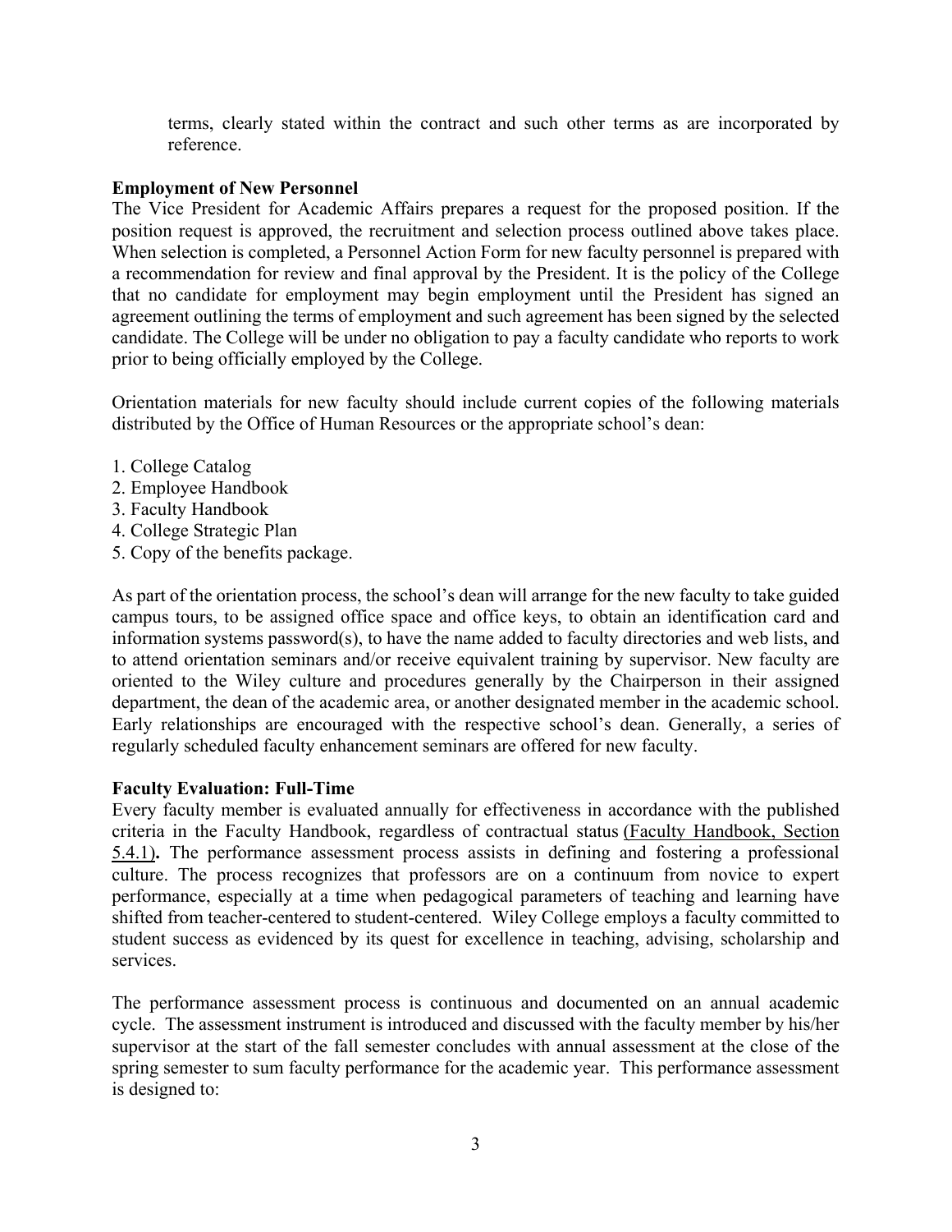terms, clearly stated within the contract and such other terms as are incorporated by reference.

**Employment of New Personnel**

The Vice President for Academic Affairs prepares a request for the proposed position. If the position request is approved, the recruitment and selection process outlined above takes place. When selection is completed, a Personnel Action Form for new faculty personnel is prepared with a recommendation for review and final approval by the President. It is the policy of the College that no candidate for employment may begin employment until the President has signed an agreement outlining the terms of employment and such agreement has been signed by the selected candidate. The College will be under no obligation to pay a faculty candidate who reports to work prior to being officially employed by the College.

Orientation materials for new faculty should include current copies of the following materials distributed by the Office of Human Resources or the appropriate school's dean:

1. College Catalog
2. Employee Handbook
3. Faculty Handbook
4. College Strategic Plan
5. Copy of the benefits package.

As part of the orientation process, the school's dean will arrange for the new faculty to take guided campus tours, to be assigned office space and office keys, to obtain an identification card and information systems password(s), to have the name added to faculty directories and web lists, and to attend orientation seminars and/or receive equivalent training by supervisor. New faculty are oriented to the Wiley culture and procedures generally by the Chairperson in their assigned department, the dean of the academic area, or another designated member in the academic school. Early relationships are encouraged with the respective school's dean. Generally, a series of regularly scheduled faculty enhancement seminars are offered for new faculty.

**Faculty Evaluation: Full-Time**

Every faculty member is evaluated annually for effectiveness in accordance with the published criteria in the Faculty Handbook, regardless of contractual status (Faculty Handbook, Section 5.4.1)**.** The performance assessment process assists in defining and fostering a professional culture. The process recognizes that professors are on a continuum from novice to expert performance, especially at a time when pedagogical parameters of teaching and learning have shifted from teacher-centered to student-centered. Wiley College employs a faculty committed to student success as evidenced by its quest for excellence in teaching, advising, scholarship and services.

The performance assessment process is continuous and documented on an annual academic cycle. The assessment instrument is introduced and discussed with the faculty member by his/her supervisor at the start of the fall semester concludes with annual assessment at the close of the spring semester to sum faculty performance for the academic year. This performance assessment is designed to: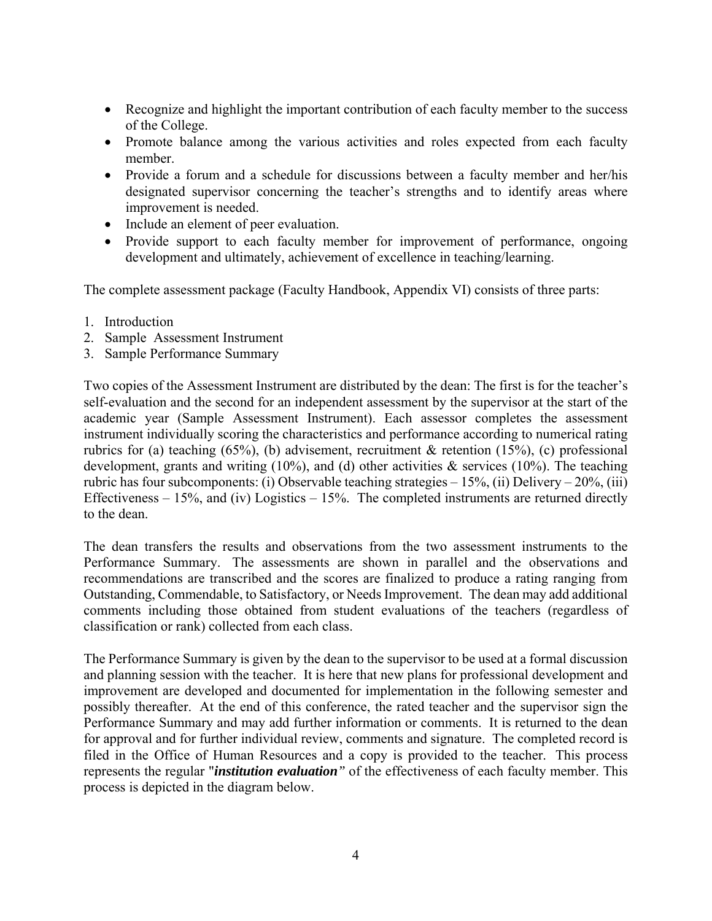- Recognize and highlight the important contribution of each faculty member to the success of the College.
- Promote balance among the various activities and roles expected from each faculty member.
- Provide a forum and a schedule for discussions between a faculty member and her/his designated supervisor concerning the teacher's strengths and to identify areas where improvement is needed.
- Include an element of peer evaluation.
- Provide support to each faculty member for improvement of performance, ongoing development and ultimately, achievement of excellence in teaching/learning.

The complete assessment package (Faculty Handbook, Appendix VI) consists of three parts:

1. Introduction
2. Sample Assessment Instrument
3. Sample Performance Summary

Two copies of the Assessment Instrument are distributed by the dean: The first is for the teacher's self-evaluation and the second for an independent assessment by the supervisor at the start of the academic year (Sample Assessment Instrument). Each assessor completes the assessment instrument individually scoring the characteristics and performance according to numerical rating rubrics for (a) teaching (65%), (b) advisement, recruitment & retention (15%), (c) professional development, grants and writing (10%), and (d) other activities & services (10%). The teaching rubric has four subcomponents: (i) Observable teaching strategies – 15%, (ii) Delivery – 20%, (iii) Effectiveness – 15%, and (iv) Logistics – 15%. The completed instruments are returned directly to the dean.

The dean transfers the results and observations from the two assessment instruments to the Performance Summary. The assessments are shown in parallel and the observations and recommendations are transcribed and the scores are finalized to produce a rating ranging from Outstanding, Commendable, to Satisfactory, or Needs Improvement. The dean may add additional comments including those obtained from student evaluations of the teachers (regardless of classification or rank) collected from each class.

The Performance Summary is given by the dean to the supervisor to be used at a formal discussion and planning session with the teacher. It is here that new plans for professional development and improvement are developed and documented for implementation in the following semester and possibly thereafter. At the end of this conference, the rated teacher and the supervisor sign the Performance Summary and may add further information or comments. It is returned to the dean for approval and for further individual review, comments and signature. The completed record is filed in the Office of Human Resources and a copy is provided to the teacher. This process represents the regular "***institution evaluation***" of the effectiveness of each faculty member. This process is depicted in the diagram below.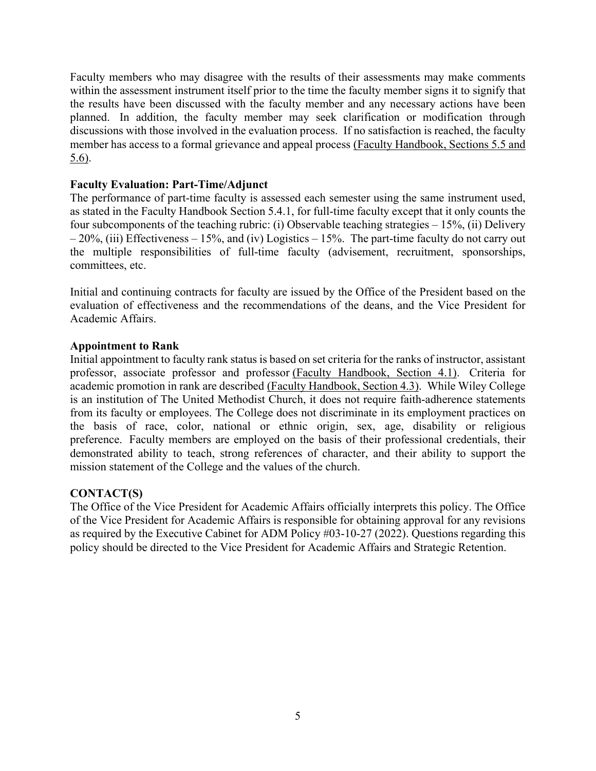Faculty members who may disagree with the results of their assessments may make comments within the assessment instrument itself prior to the time the faculty member signs it to signify that the results have been discussed with the faculty member and any necessary actions have been planned. In addition, the faculty member may seek clarification or modification through discussions with those involved in the evaluation process. If no satisfaction is reached, the faculty member has access to a formal grievance and appeal process (Faculty Handbook, Sections 5.5 and 5.6).

**Faculty Evaluation: Part-Time/Adjunct**

The performance of part-time faculty is assessed each semester using the same instrument used, as stated in the Faculty Handbook Section 5.4.1, for full-time faculty except that it only counts the four subcomponents of the teaching rubric: (i) Observable teaching strategies – 15%, (ii) Delivery – 20%, (iii) Effectiveness – 15%, and (iv) Logistics – 15%. The part-time faculty do not carry out the multiple responsibilities of full-time faculty (advisement, recruitment, sponsorships, committees, etc.

Initial and continuing contracts for faculty are issued by the Office of the President based on the evaluation of effectiveness and the recommendations of the deans, and the Vice President for Academic Affairs.

**Appointment to Rank**

Initial appointment to faculty rank status is based on set criteria for the ranks of instructor, assistant professor, associate professor and professor (Faculty Handbook, Section 4.1). Criteria for academic promotion in rank are described (Faculty Handbook, Section 4.3). While Wiley College is an institution of The United Methodist Church, it does not require faith-adherence statements from its faculty or employees. The College does not discriminate in its employment practices on the basis of race, color, national or ethnic origin, sex, age, disability or religious preference. Faculty members are employed on the basis of their professional credentials, their demonstrated ability to teach, strong references of character, and their ability to support the mission statement of the College and the values of the church.

**CONTACT(S)**

The Office of the Vice President for Academic Affairs officially interprets this policy. The Office of the Vice President for Academic Affairs is responsible for obtaining approval for any revisions as required by the Executive Cabinet for ADM Policy #03-10-27 (2022). Questions regarding this policy should be directed to the Vice President for Academic Affairs and Strategic Retention.